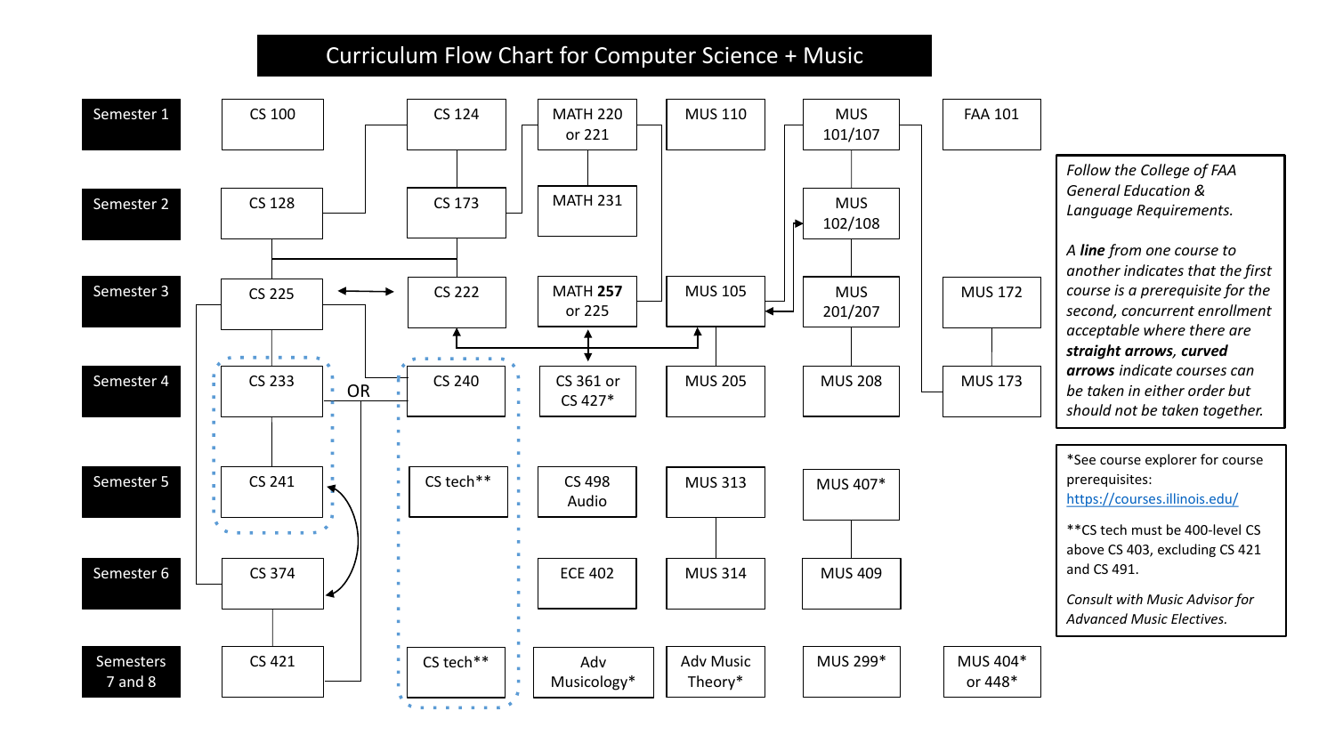# Curriculum Flow Chart for Computer Science + Music

| | | | | | | |
|---|---|---|---|---|---|---|
| **Semester 1** | CS 100 | CS 124 | MATH 220 or 221 | MUS 110 | MUS 101/107 | FAA 101 |
| **Semester 2** | CS 128 | CS 173 | MATH 231 | | MUS 102/108 | |
| **Semester 3** | CS 225 | CS 222 | MATH **257** or 225 | MUS 105 | MUS 201/207 | MUS 172 |
| **Semester 4** | CS 233 | CS 240 | CS 361 or CS 427* | MUS 205 | MUS 208 | MUS 173 |
| **Semester 5** | CS 241 | CS tech** | CS 498 Audio | MUS 313 | MUS 407* | |
| **Semester 6** | CS 374 | | ECE 402 | MUS 314 | MUS 409 | |
| **Semesters 7 and 8** | CS 421 | CS tech** | Adv Musicology* | Adv Music Theory* | MUS 299* | MUS 404* or 448* |

(CS 233 and CS 241) OR (CS 240 and CS tech**)

*Follow the College of FAA General Education & Language Requirements.*

*A **line** from one course to another indicates that the first course is a prerequisite for the second, concurrent enrollment acceptable where there are **straight arrows**, **curved arrows** indicate courses can be taken in either order but should not be taken together.*

*See course explorer for course prerequisites: https://courses.illinois.edu/

**CS tech must be 400-level CS above CS 403, excluding CS 421 and CS 491.

*Consult with Music Advisor for Advanced Music Electives.*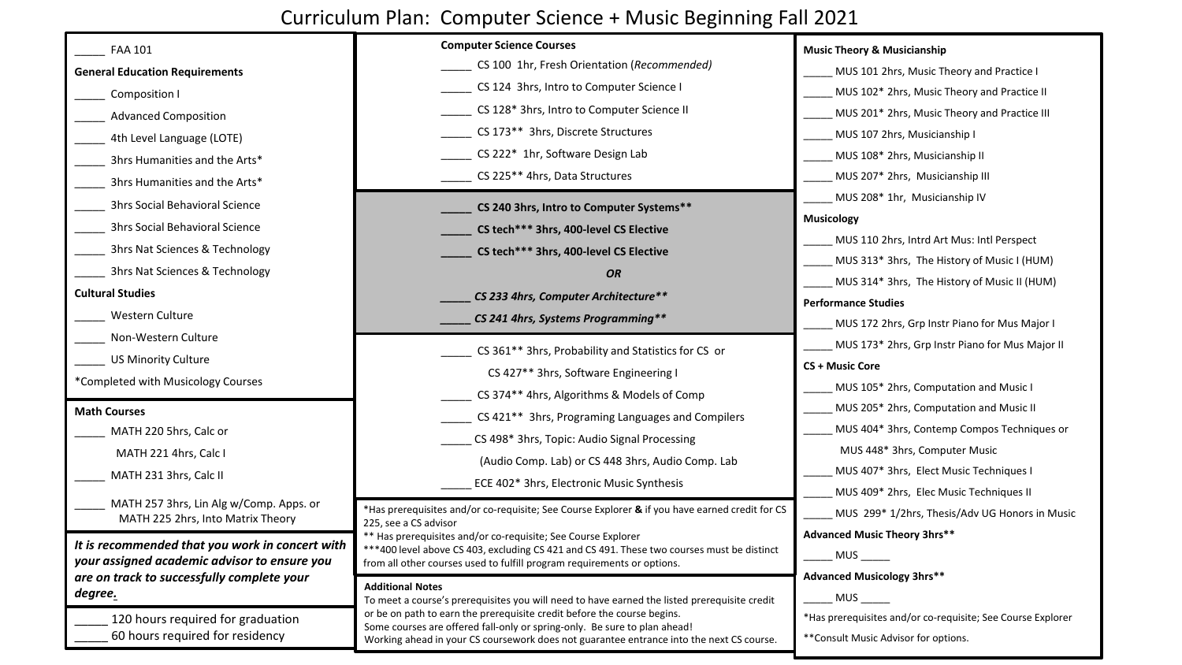# Curriculum Plan: Computer Science + Music Beginning Fall 2021

_____ FAA 101

**General Education Requirements**

_____ Composition I

_____ Advanced Composition

_____ 4th Level Language (LOTE)

_____ 3hrs Humanities and the Arts*

_____ 3hrs Humanities and the Arts*

_____ 3hrs Social Behavioral Science

_____ 3hrs Social Behavioral Science

_____ 3hrs Nat Sciences & Technology

_____ 3hrs Nat Sciences & Technology

**Cultural Studies**

_____ Western Culture

_____ Non-Western Culture

_____ US Minority Culture

*Completed with Musicology Courses

**Math Courses**

_____ MATH 220 5hrs, Calc or
MATH 221 4hrs, Calc I

_____ MATH 231 3hrs, Calc II

_____ MATH 257 3hrs, Lin Alg w/Comp. Apps. or
MATH 225 2hrs, Into Matrix Theory

***It is recommended that you work in concert with your assigned academic advisor to ensure you are on track to successfully complete your degree.***

_____ 120 hours required for graduation

_____ 60 hours required for residency

**Computer Science Courses**

_____ CS 100 1hr, Fresh Orientation (*Recommended*)

_____ CS 124 3hrs, Intro to Computer Science I

_____ CS 128* 3hrs, Intro to Computer Science II

_____ CS 173** 3hrs, Discrete Structures

_____ CS 222* 1hr, Software Design Lab

_____ CS 225** 4hrs, Data Structures

**_____ CS 240 3hrs, Intro to Computer Systems****

**_____ CS tech*** 3hrs, 400-level CS Elective**

**_____ CS tech*** 3hrs, 400-level CS Elective**

***OR***

***_____ CS 233 4hrs, Computer Architecture*****

***_____ CS 241 4hrs, Systems Programming*****

_____ CS 361** 3hrs, Probability and Statistics for CS or
CS 427** 3hrs, Software Engineering I

_____ CS 374** 4hrs, Algorithms & Models of Comp

_____ CS 421** 3hrs, Programing Languages and Compilers

_____ CS 498* 3hrs, Topic: Audio Signal Processing
(Audio Comp. Lab) or CS 448 3hrs, Audio Comp. Lab

_____ ECE 402* 3hrs, Electronic Music Synthesis

*Has prerequisites and/or co-requisite; See Course Explorer **&** if you have earned credit for CS 225, see a CS advisor

** Has prerequisites and/or co-requisite; See Course Explorer

***400 level above CS 403, excluding CS 421 and CS 491. These two courses must be distinct from all other courses used to fulfill program requirements or options.

**Additional Notes**

To meet a course's prerequisites you will need to have earned the listed prerequisite credit or be on path to earn the prerequisite credit before the course begins.
Some courses are offered fall-only or spring-only. Be sure to plan ahead!
Working ahead in your CS coursework does not guarantee entrance into the next CS course.

**Music Theory & Musicianship**

_____ MUS 101 2hrs, Music Theory and Practice I

_____ MUS 102* 2hrs, Music Theory and Practice II

_____ MUS 201* 2hrs, Music Theory and Practice III

_____ MUS 107 2hrs, Musicianship I

_____ MUS 108* 2hrs, Musicianship II

_____ MUS 207* 2hrs, Musicianship III

_____ MUS 208* 1hr, Musicianship IV

**Musicology**

_____ MUS 110 2hrs, Intrd Art Mus: Intl Perspect

_____ MUS 313* 3hrs, The History of Music I (HUM)

_____ MUS 314* 3hrs, The History of Music II (HUM)

**Performance Studies**

_____ MUS 172 2hrs, Grp Instr Piano for Mus Major I

_____ MUS 173* 2hrs, Grp Instr Piano for Mus Major II

**CS + Music Core**

_____ MUS 105* 2hrs, Computation and Music I

_____ MUS 205* 2hrs, Computation and Music II

_____ MUS 404* 3hrs, Contemp Compos Techniques or
MUS 448* 3hrs, Computer Music

_____ MUS 407* 3hrs, Elect Music Techniques I

_____ MUS 409* 2hrs, Elec Music Techniques II

_____ MUS 299* 1/2hrs, Thesis/Adv UG Honors in Music

**Advanced Music Theory 3hrs****

_____ MUS _____

**Advanced Musicology 3hrs****

_____ MUS _____

*Has prerequisites and/or co-requisite; See Course Explorer

**Consult Music Advisor for options.